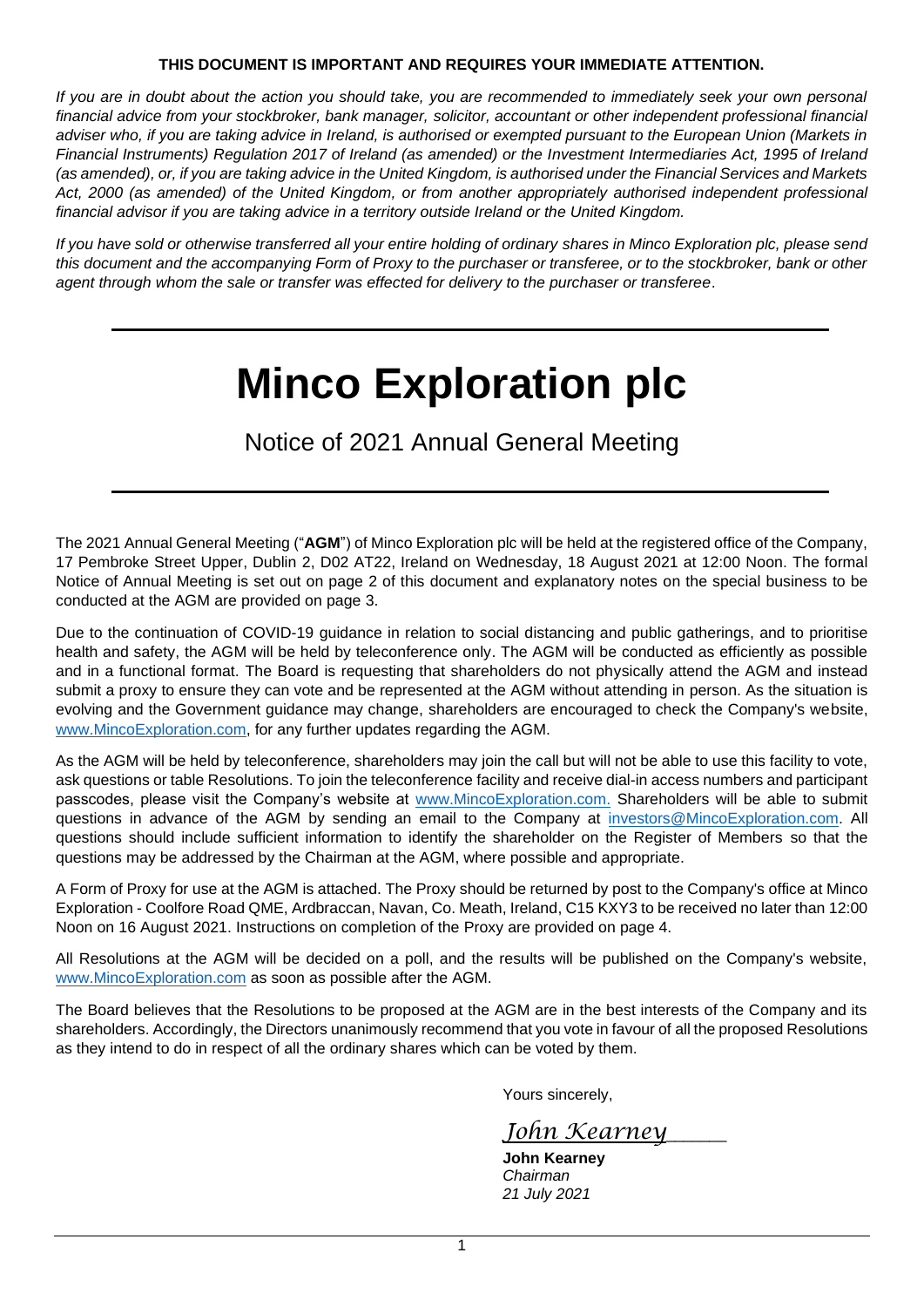**THIS DOCUMENT IS IMPORTANT AND REQUIRES YOUR IMMEDIATE ATTENTION.**

*If you are in doubt about the action you should take, you are recommended to immediately seek your own personal financial advice from your stockbroker, bank manager, solicitor, accountant or other independent professional financial adviser who, if you are taking advice in Ireland, is authorised or exempted pursuant to the European Union (Markets in Financial Instruments) Regulation 2017 of Ireland (as amended) or the Investment Intermediaries Act, 1995 of Ireland (as amended), or, if you are taking advice in the United Kingdom, is authorised under the Financial Services and Markets Act, 2000 (as amended) of the United Kingdom, or from another appropriately authorised independent professional financial advisor if you are taking advice in a territory outside Ireland or the United Kingdom.*

*If you have sold or otherwise transferred all your entire holding of ordinary shares in Minco Exploration plc, please send this document and the accompanying Form of Proxy to the purchaser or transferee, or to the stockbroker, bank or other agent through whom the sale or transfer was effected for delivery to the purchaser or transferee*.

---

# Minco Exploration plc

## Notice of 2021 Annual General Meeting

---

The 2021 Annual General Meeting ("**AGM**") of Minco Exploration plc will be held at the registered office of the Company, 17 Pembroke Street Upper, Dublin 2, D02 AT22, Ireland on Wednesday, 18 August 2021 at 12:00 Noon. The formal Notice of Annual Meeting is set out on page 2 of this document and explanatory notes on the special business to be conducted at the AGM are provided on page 3.

Due to the continuation of COVID-19 guidance in relation to social distancing and public gatherings, and to prioritise health and safety, the AGM will be held by teleconference only. The AGM will be conducted as efficiently as possible and in a functional format. The Board is requesting that shareholders do not physically attend the AGM and instead submit a proxy to ensure they can vote and be represented at the AGM without attending in person. As the situation is evolving and the Government guidance may change, shareholders are encouraged to check the Company's website, www.MincoExploration.com, for any further updates regarding the AGM.

As the AGM will be held by teleconference, shareholders may join the call but will not be able to use this facility to vote, ask questions or table Resolutions. To join the teleconference facility and receive dial-in access numbers and participant passcodes, please visit the Company's website at www.MincoExploration.com. Shareholders will be able to submit questions in advance of the AGM by sending an email to the Company at investors@MincoExploration.com. All questions should include sufficient information to identify the shareholder on the Register of Members so that the questions may be addressed by the Chairman at the AGM, where possible and appropriate.

A Form of Proxy for use at the AGM is attached. The Proxy should be returned by post to the Company's office at Minco Exploration - Coolfore Road QME, Ardbraccan, Navan, Co. Meath, Ireland, C15 KXY3 to be received no later than 12:00 Noon on 16 August 2021. Instructions on completion of the Proxy are provided on page 4.

All Resolutions at the AGM will be decided on a poll, and the results will be published on the Company's website, www.MincoExploration.com as soon as possible after the AGM.

The Board believes that the Resolutions to be proposed at the AGM are in the best interests of the Company and its shareholders. Accordingly, the Directors unanimously recommend that you vote in favour of all the proposed Resolutions as they intend to do in respect of all the ordinary shares which can be voted by them.

Yours sincerely,

*John Kearney*

**John Kearney**
*Chairman*
*21 July 2021*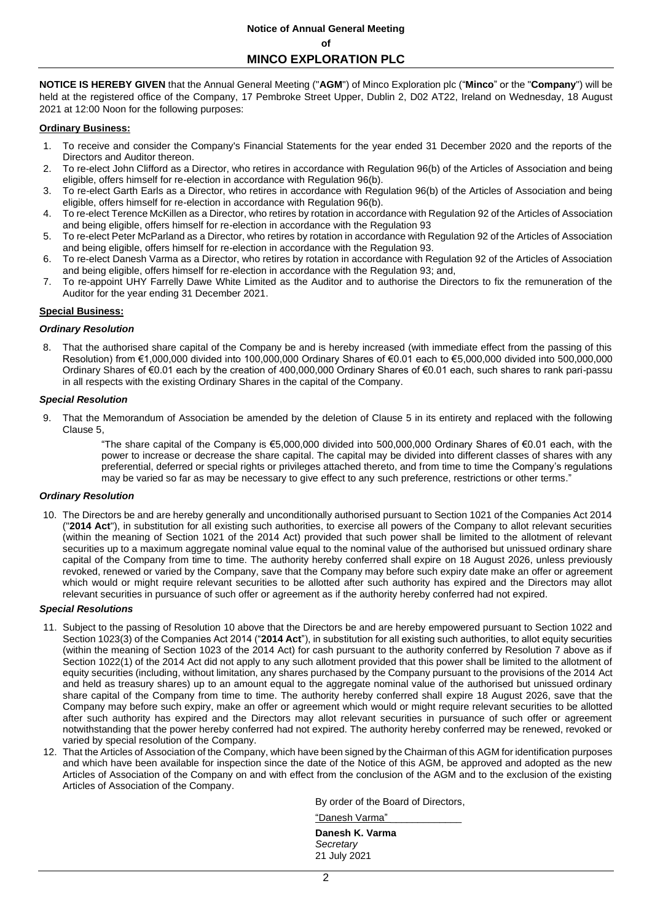**Notice of Annual General Meeting**

**of**

## MINCO EXPLORATION PLC

**NOTICE IS HEREBY GIVEN** that the Annual General Meeting ("**AGM**") of Minco Exploration plc ("**Minco**" or the "**Company**") will be held at the registered office of the Company, 17 Pembroke Street Upper, Dublin 2, D02 AT22, Ireland on Wednesday, 18 August 2021 at 12:00 Noon for the following purposes:

**Ordinary Business:**

1. To receive and consider the Company's Financial Statements for the year ended 31 December 2020 and the reports of the Directors and Auditor thereon.
2. To re-elect John Clifford as a Director, who retires in accordance with Regulation 96(b) of the Articles of Association and being eligible, offers himself for re-election in accordance with Regulation 96(b).
3. To re-elect Garth Earls as a Director, who retires in accordance with Regulation 96(b) of the Articles of Association and being eligible, offers himself for re-election in accordance with Regulation 96(b).
4. To re-elect Terence McKillen as a Director, who retires by rotation in accordance with Regulation 92 of the Articles of Association and being eligible, offers himself for re-election in accordance with the Regulation 93
5. To re-elect Peter McParland as a Director, who retires by rotation in accordance with Regulation 92 of the Articles of Association and being eligible, offers himself for re-election in accordance with the Regulation 93.
6. To re-elect Danesh Varma as a Director, who retires by rotation in accordance with Regulation 92 of the Articles of Association and being eligible, offers himself for re-election in accordance with the Regulation 93; and,
7. To re-appoint UHY Farrelly Dawe White Limited as the Auditor and to authorise the Directors to fix the remuneration of the Auditor for the year ending 31 December 2021.

**Special Business:**

***Ordinary Resolution***

8. That the authorised share capital of the Company be and is hereby increased (with immediate effect from the passing of this Resolution) from €1,000,000 divided into 100,000,000 Ordinary Shares of €0.01 each to €5,000,000 divided into 500,000,000 Ordinary Shares of €0.01 each by the creation of 400,000,000 Ordinary Shares of €0.01 each, such shares to rank pari-passu in all respects with the existing Ordinary Shares in the capital of the Company.

***Special Resolution***

9. That the Memorandum of Association be amended by the deletion of Clause 5 in its entirety and replaced with the following Clause 5,

   "The share capital of the Company is €5,000,000 divided into 500,000,000 Ordinary Shares of €0.01 each, with the power to increase or decrease the share capital. The capital may be divided into different classes of shares with any preferential, deferred or special rights or privileges attached thereto, and from time to time the Company's regulations may be varied so far as may be necessary to give effect to any such preference, restrictions or other terms."

***Ordinary Resolution***

10. The Directors be and are hereby generally and unconditionally authorised pursuant to Section 1021 of the Companies Act 2014 ("**2014 Act**"), in substitution for all existing such authorities, to exercise all powers of the Company to allot relevant securities (within the meaning of Section 1021 of the 2014 Act) provided that such power shall be limited to the allotment of relevant securities up to a maximum aggregate nominal value equal to the nominal value of the authorised but unissued ordinary share capital of the Company from time to time. The authority hereby conferred shall expire on 18 August 2026, unless previously revoked, renewed or varied by the Company, save that the Company may before such expiry date make an offer or agreement which would or might require relevant securities to be allotted after such authority has expired and the Directors may allot relevant securities in pursuance of such offer or agreement as if the authority hereby conferred had not expired.

***Special Resolutions***

11. Subject to the passing of Resolution 10 above that the Directors be and are hereby empowered pursuant to Section 1022 and Section 1023(3) of the Companies Act 2014 ("**2014 Act**"), in substitution for all existing such authorities, to allot equity securities (within the meaning of Section 1023 of the 2014 Act) for cash pursuant to the authority conferred by Resolution 7 above as if Section 1022(1) of the 2014 Act did not apply to any such allotment provided that this power shall be limited to the allotment of equity securities (including, without limitation, any shares purchased by the Company pursuant to the provisions of the 2014 Act and held as treasury shares) up to an amount equal to the aggregate nominal value of the authorised but unissued ordinary share capital of the Company from time to time. The authority hereby conferred shall expire 18 August 2026, save that the Company may before such expiry, make an offer or agreement which would or might require relevant securities to be allotted after such authority has expired and the Directors may allot relevant securities in pursuance of such offer or agreement notwithstanding that the power hereby conferred had not expired. The authority hereby conferred may be renewed, revoked or varied by special resolution of the Company.
12. That the Articles of Association of the Company, which have been signed by the Chairman of this AGM for identification purposes and which have been available for inspection since the date of the Notice of this AGM, be approved and adopted as the new Articles of Association of the Company on and with effect from the conclusion of the AGM and to the exclusion of the existing Articles of Association of the Company.

By order of the Board of Directors,

"Danesh Varma"

**Danesh K. Varma**
*Secretary*
21 July 2021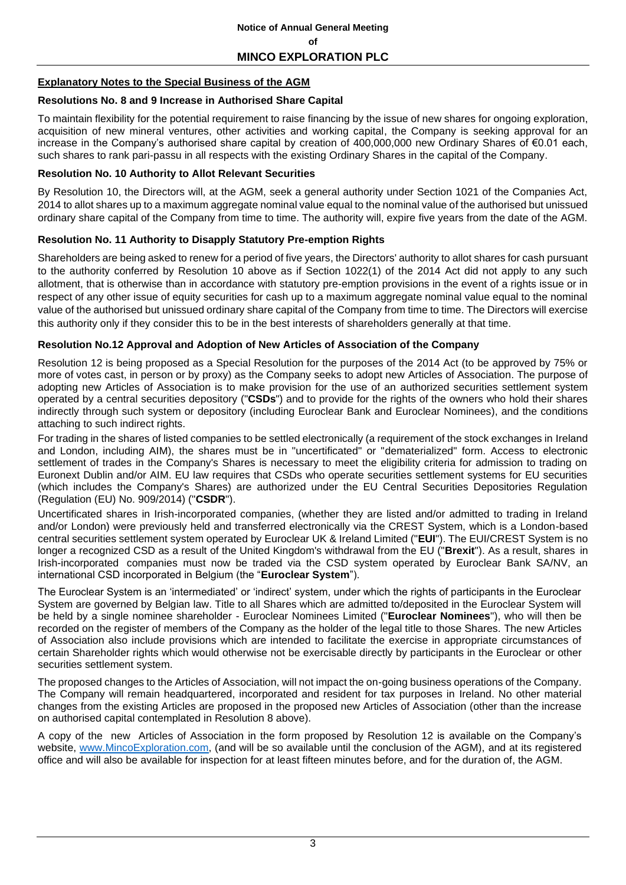## Explanatory Notes to the Special Business of the AGM

### Resolutions No. 8 and 9 Increase in Authorised Share Capital

To maintain flexibility for the potential requirement to raise financing by the issue of new shares for ongoing exploration, acquisition of new mineral ventures, other activities and working capital, the Company is seeking approval for an increase in the Company's authorised share capital by creation of 400,000,000 new Ordinary Shares of €0.01 each, such shares to rank pari-passu in all respects with the existing Ordinary Shares in the capital of the Company.

### Resolution No. 10 Authority to Allot Relevant Securities

By Resolution 10, the Directors will, at the AGM, seek a general authority under Section 1021 of the Companies Act, 2014 to allot shares up to a maximum aggregate nominal value equal to the nominal value of the authorised but unissued ordinary share capital of the Company from time to time. The authority will, expire five years from the date of the AGM.

### Resolution No. 11 Authority to Disapply Statutory Pre-emption Rights

Shareholders are being asked to renew for a period of five years, the Directors' authority to allot shares for cash pursuant to the authority conferred by Resolution 10 above as if Section 1022(1) of the 2014 Act did not apply to any such allotment, that is otherwise than in accordance with statutory pre-emption provisions in the event of a rights issue or in respect of any other issue of equity securities for cash up to a maximum aggregate nominal value equal to the nominal value of the authorised but unissued ordinary share capital of the Company from time to time. The Directors will exercise this authority only if they consider this to be in the best interests of shareholders generally at that time.

### Resolution No.12 Approval and Adoption of New Articles of Association of the Company

Resolution 12 is being proposed as a Special Resolution for the purposes of the 2014 Act (to be approved by 75% or more of votes cast, in person or by proxy) as the Company seeks to adopt new Articles of Association. The purpose of adopting new Articles of Association is to make provision for the use of an authorized securities settlement system operated by a central securities depository ("**CSDs**") and to provide for the rights of the owners who hold their shares indirectly through such system or depository (including Euroclear Bank and Euroclear Nominees), and the conditions attaching to such indirect rights.

For trading in the shares of listed companies to be settled electronically (a requirement of the stock exchanges in Ireland and London, including AIM), the shares must be in "uncertificated" or "dematerialized" form. Access to electronic settlement of trades in the Company's Shares is necessary to meet the eligibility criteria for admission to trading on Euronext Dublin and/or AIM. EU law requires that CSDs who operate securities settlement systems for EU securities (which includes the Company's Shares) are authorized under the EU Central Securities Depositories Regulation (Regulation (EU) No. 909/2014) ("**CSDR**").

Uncertificated shares in Irish-incorporated companies, (whether they are listed and/or admitted to trading in Ireland and/or London) were previously held and transferred electronically via the CREST System, which is a London-based central securities settlement system operated by Euroclear UK & Ireland Limited ("**EUI**"). The EUI/CREST System is no longer a recognized CSD as a result of the United Kingdom's withdrawal from the EU ("**Brexit**"). As a result, shares in Irish-incorporated companies must now be traded via the CSD system operated by Euroclear Bank SA/NV, an international CSD incorporated in Belgium (the "**Euroclear System**").

The Euroclear System is an 'intermediated' or 'indirect' system, under which the rights of participants in the Euroclear System are governed by Belgian law. Title to all Shares which are admitted to/deposited in the Euroclear System will be held by a single nominee shareholder - Euroclear Nominees Limited ("**Euroclear Nominees**"), who will then be recorded on the register of members of the Company as the holder of the legal title to those Shares. The new Articles of Association also include provisions which are intended to facilitate the exercise in appropriate circumstances of certain Shareholder rights which would otherwise not be exercisable directly by participants in the Euroclear or other securities settlement system.

The proposed changes to the Articles of Association, will not impact the on-going business operations of the Company. The Company will remain headquartered, incorporated and resident for tax purposes in Ireland. No other material changes from the existing Articles are proposed in the proposed new Articles of Association (other than the increase on authorised capital contemplated in Resolution 8 above).

A copy of the new Articles of Association in the form proposed by Resolution 12 is available on the Company's website, www.MincoExploration.com, (and will be so available until the conclusion of the AGM), and at its registered office and will also be available for inspection for at least fifteen minutes before, and for the duration of, the AGM.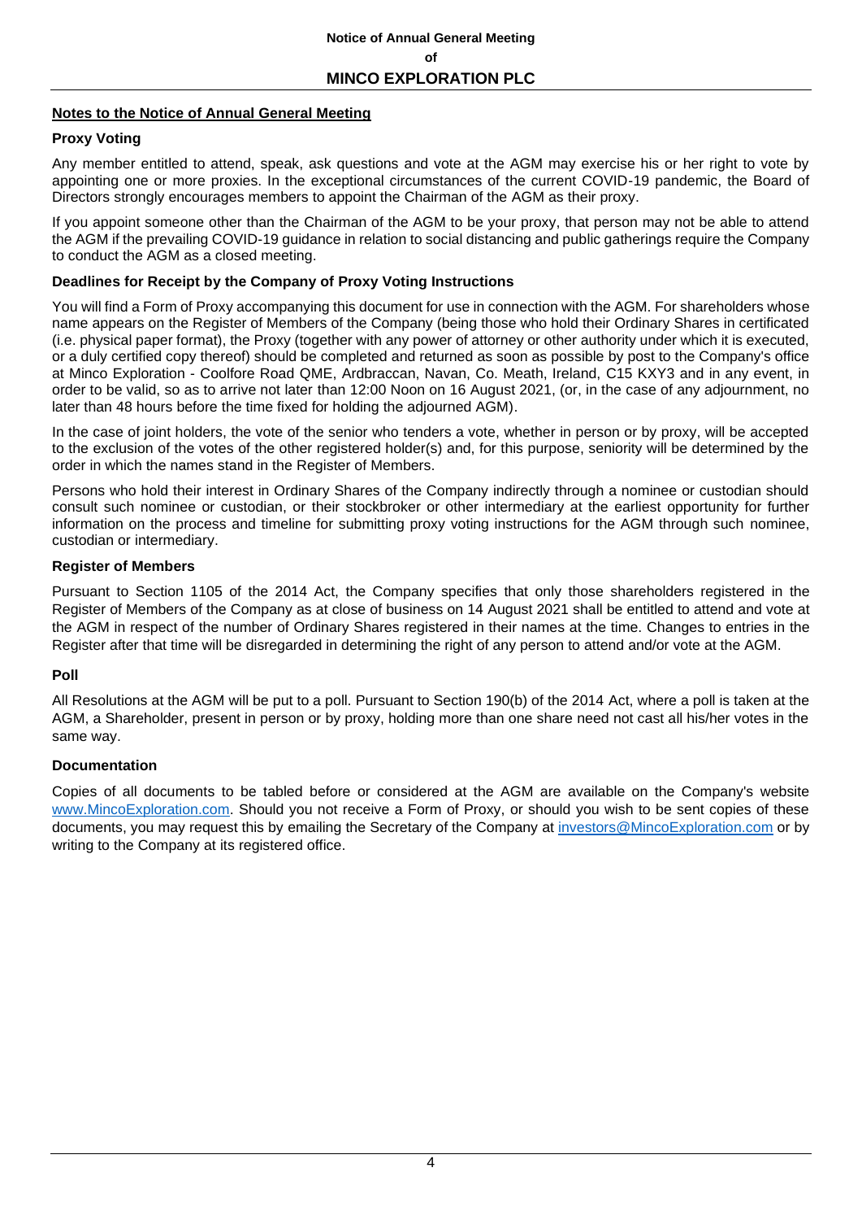## Notes to the Notice of Annual General Meeting

### Proxy Voting

Any member entitled to attend, speak, ask questions and vote at the AGM may exercise his or her right to vote by appointing one or more proxies. In the exceptional circumstances of the current COVID-19 pandemic, the Board of Directors strongly encourages members to appoint the Chairman of the AGM as their proxy.

If you appoint someone other than the Chairman of the AGM to be your proxy, that person may not be able to attend the AGM if the prevailing COVID-19 guidance in relation to social distancing and public gatherings require the Company to conduct the AGM as a closed meeting.

### Deadlines for Receipt by the Company of Proxy Voting Instructions

You will find a Form of Proxy accompanying this document for use in connection with the AGM. For shareholders whose name appears on the Register of Members of the Company (being those who hold their Ordinary Shares in certificated (i.e. physical paper format), the Proxy (together with any power of attorney or other authority under which it is executed, or a duly certified copy thereof) should be completed and returned as soon as possible by post to the Company's office at Minco Exploration - Coolfore Road QME, Ardbraccan, Navan, Co. Meath, Ireland, C15 KXY3 and in any event, in order to be valid, so as to arrive not later than 12:00 Noon on 16 August 2021, (or, in the case of any adjournment, no later than 48 hours before the time fixed for holding the adjourned AGM).

In the case of joint holders, the vote of the senior who tenders a vote, whether in person or by proxy, will be accepted to the exclusion of the votes of the other registered holder(s) and, for this purpose, seniority will be determined by the order in which the names stand in the Register of Members.

Persons who hold their interest in Ordinary Shares of the Company indirectly through a nominee or custodian should consult such nominee or custodian, or their stockbroker or other intermediary at the earliest opportunity for further information on the process and timeline for submitting proxy voting instructions for the AGM through such nominee, custodian or intermediary.

### Register of Members

Pursuant to Section 1105 of the 2014 Act, the Company specifies that only those shareholders registered in the Register of Members of the Company as at close of business on 14 August 2021 shall be entitled to attend and vote at the AGM in respect of the number of Ordinary Shares registered in their names at the time. Changes to entries in the Register after that time will be disregarded in determining the right of any person to attend and/or vote at the AGM.

### Poll

All Resolutions at the AGM will be put to a poll. Pursuant to Section 190(b) of the 2014 Act, where a poll is taken at the AGM, a Shareholder, present in person or by proxy, holding more than one share need not cast all his/her votes in the same way.

### Documentation

Copies of all documents to be tabled before or considered at the AGM are available on the Company's website www.MincoExploration.com. Should you not receive a Form of Proxy, or should you wish to be sent copies of these documents, you may request this by emailing the Secretary of the Company at investors@MincoExploration.com or by writing to the Company at its registered office.